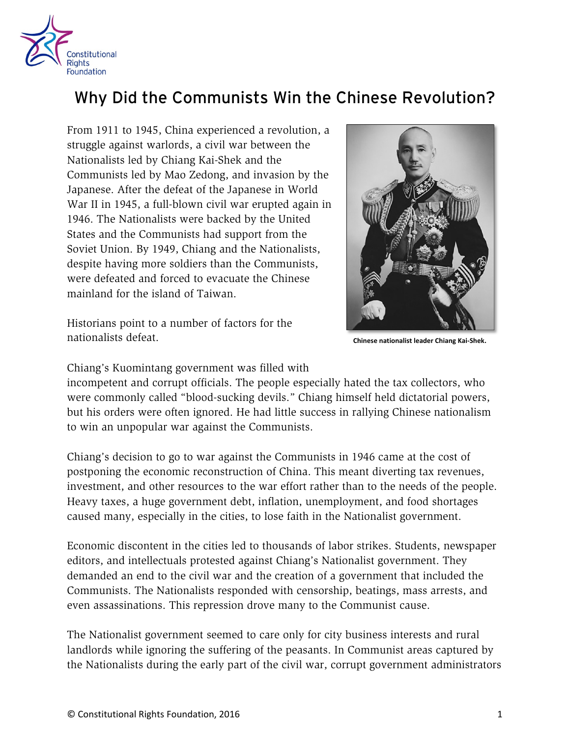# Why Did the Communists Win the Chinese Revolution?

From 1911 to 1945, China experienced a revolution, a struggle against warlords, a civil war between the Nationalists led by Chiang Kai-Shek and the Communists led by Mao Zedong, and invasion by the Japanese. After the defeat of the Japanese in World War II in 1945, a full-blown civil war erupted again in 1946. The Nationalists were backed by the United States and the Communists had support from the Soviet Union. By 1949, Chiang and the Nationalists, despite having more soldiers than the Communists, were defeated and forced to evacuate the Chinese mainland for the island of Taiwan.

Chinese nationalist leader Chiang Kai-Shek.

Historians point to a number of factors for the nationalists defeat.

Chiang's Kuomintang government was filled with incompetent and corrupt officials. The people especially hated the tax collectors, who were commonly called "blood-sucking devils." Chiang himself held dictatorial powers, but his orders were often ignored. He had little success in rallying Chinese nationalism to win an unpopular war against the Communists.

Chiang's decision to go to war against the Communists in 1946 came at the cost of postponing the economic reconstruction of China. This meant diverting tax revenues, investment, and other resources to the war effort rather than to the needs of the people. Heavy taxes, a huge government debt, inflation, unemployment, and food shortages caused many, especially in the cities, to lose faith in the Nationalist government.

Economic discontent in the cities led to thousands of labor strikes. Students, newspaper editors, and intellectuals protested against Chiang's Nationalist government. They demanded an end to the civil war and the creation of a government that included the Communists. The Nationalists responded with censorship, beatings, mass arrests, and even assassinations. This repression drove many to the Communist cause.

The Nationalist government seemed to care only for city business interests and rural landlords while ignoring the suffering of the peasants. In Communist areas captured by the Nationalists during the early part of the civil war, corrupt government administrators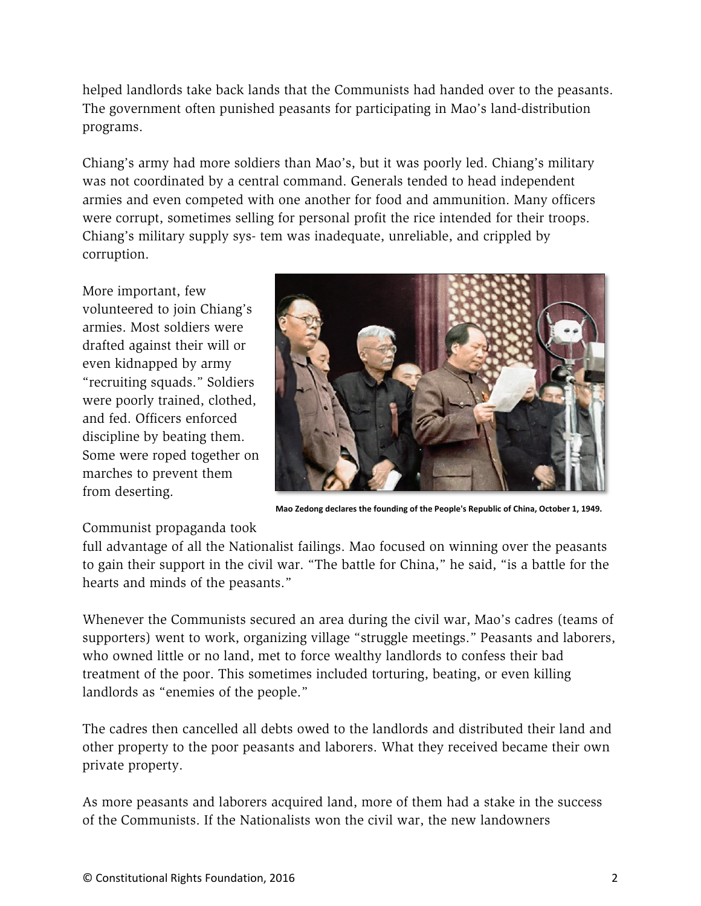helped landlords take back lands that the Communists had handed over to the peasants. The government often punished peasants for participating in Mao's land-distribution programs.

Chiang's army had more soldiers than Mao's, but it was poorly led. Chiang's military was not coordinated by a central command. Generals tended to head independent armies and even competed with one another for food and ammunition. Many officers were corrupt, sometimes selling for personal profit the rice intended for their troops. Chiang's military supply sys- tem was inadequate, unreliable, and crippled by corruption.

More important, few volunteered to join Chiang's armies. Most soldiers were drafted against their will or even kidnapped by army "recruiting squads." Soldiers were poorly trained, clothed, and fed. Officers enforced discipline by beating them. Some were roped together on marches to prevent them from deserting.

**Mao Zedong declares the founding of the People's Republic of China, October 1, 1949.**

Communist propaganda took full advantage of all the Nationalist failings. Mao focused on winning over the peasants to gain their support in the civil war. "The battle for China," he said, "is a battle for the hearts and minds of the peasants."

Whenever the Communists secured an area during the civil war, Mao's cadres (teams of supporters) went to work, organizing village "struggle meetings." Peasants and laborers, who owned little or no land, met to force wealthy landlords to confess their bad treatment of the poor. This sometimes included torturing, beating, or even killing landlords as "enemies of the people."

The cadres then cancelled all debts owed to the landlords and distributed their land and other property to the poor peasants and laborers. What they received became their own private property.

As more peasants and laborers acquired land, more of them had a stake in the success of the Communists. If the Nationalists won the civil war, the new landowners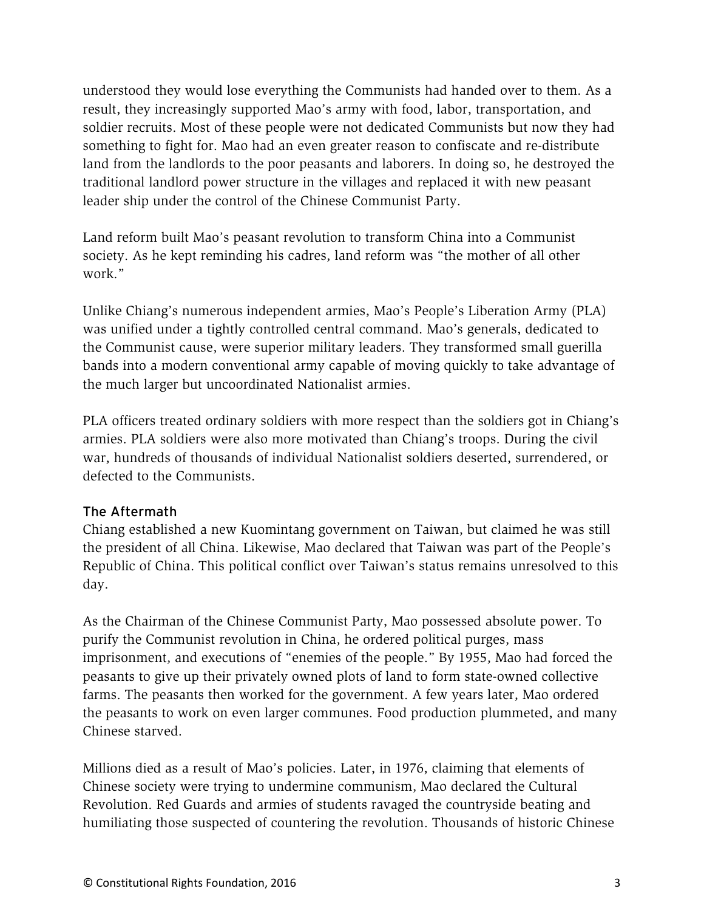understood they would lose everything the Communists had handed over to them. As a result, they increasingly supported Mao's army with food, labor, transportation, and soldier recruits. Most of these people were not dedicated Communists but now they had something to fight for. Mao had an even greater reason to confiscate and re-distribute land from the landlords to the poor peasants and laborers. In doing so, he destroyed the traditional landlord power structure in the villages and replaced it with new peasant leader ship under the control of the Chinese Communist Party.

Land reform built Mao's peasant revolution to transform China into a Communist society. As he kept reminding his cadres, land reform was "the mother of all other work."

Unlike Chiang's numerous independent armies, Mao's People's Liberation Army (PLA) was unified under a tightly controlled central command. Mao's generals, dedicated to the Communist cause, were superior military leaders. They transformed small guerilla bands into a modern conventional army capable of moving quickly to take advantage of the much larger but uncoordinated Nationalist armies.

PLA officers treated ordinary soldiers with more respect than the soldiers got in Chiang's armies. PLA soldiers were also more motivated than Chiang's troops. During the civil war, hundreds of thousands of individual Nationalist soldiers deserted, surrendered, or defected to the Communists.

## The Aftermath

Chiang established a new Kuomintang government on Taiwan, but claimed he was still the president of all China. Likewise, Mao declared that Taiwan was part of the People's Republic of China. This political conflict over Taiwan's status remains unresolved to this day.

As the Chairman of the Chinese Communist Party, Mao possessed absolute power. To purify the Communist revolution in China, he ordered political purges, mass imprisonment, and executions of "enemies of the people." By 1955, Mao had forced the peasants to give up their privately owned plots of land to form state-owned collective farms. The peasants then worked for the government. A few years later, Mao ordered the peasants to work on even larger communes. Food production plummeted, and many Chinese starved.

Millions died as a result of Mao's policies. Later, in 1976, claiming that elements of Chinese society were trying to undermine communism, Mao declared the Cultural Revolution. Red Guards and armies of students ravaged the countryside beating and humiliating those suspected of countering the revolution. Thousands of historic Chinese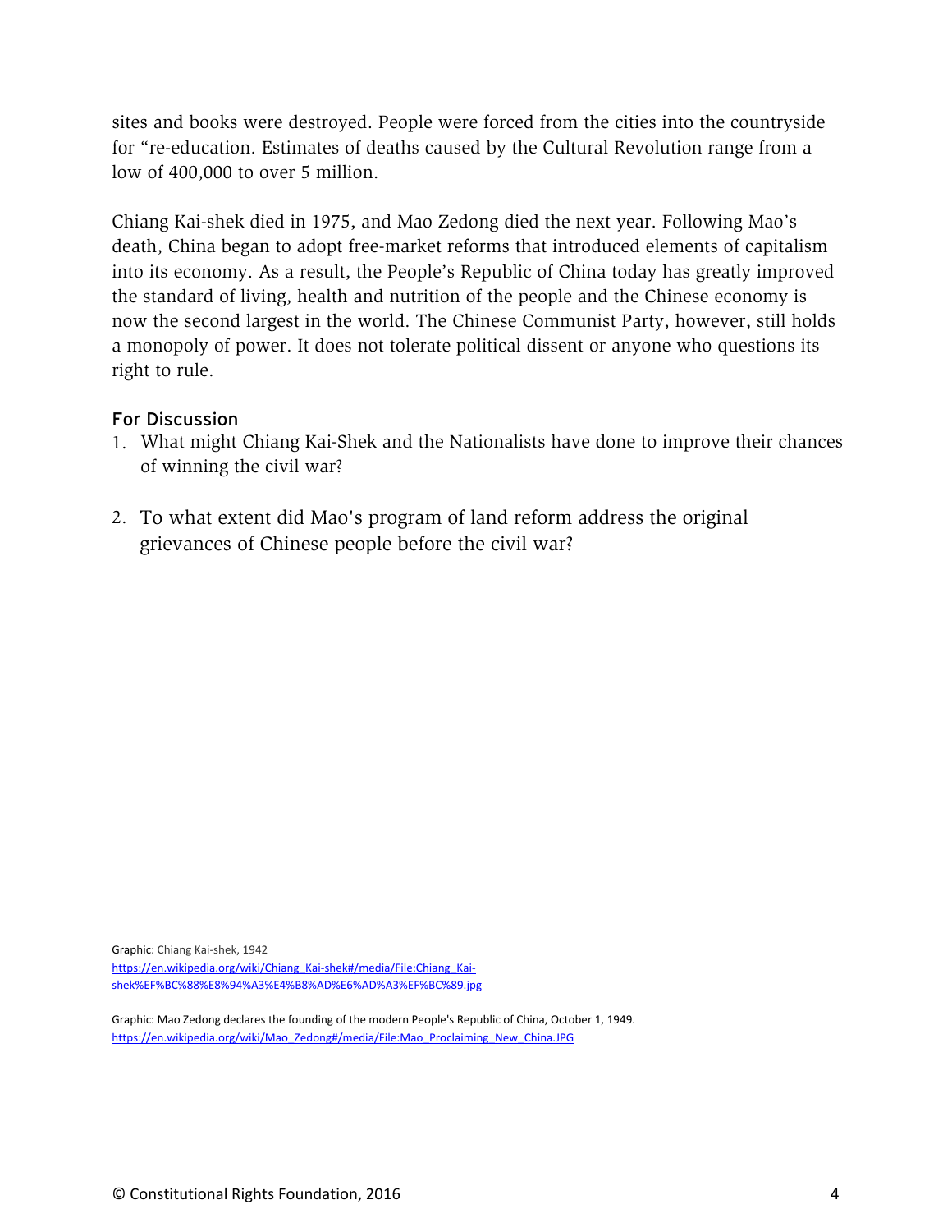sites and books were destroyed. People were forced from the cities into the countryside for "re-education. Estimates of deaths caused by the Cultural Revolution range from a low of 400,000 to over 5 million.

Chiang Kai-shek died in 1975, and Mao Zedong died the next year. Following Mao's death, China began to adopt free-market reforms that introduced elements of capitalism into its economy. As a result, the People's Republic of China today has greatly improved the standard of living, health and nutrition of the people and the Chinese economy is now the second largest in the world. The Chinese Communist Party, however, still holds a monopoly of power. It does not tolerate political dissent or anyone who questions its right to rule.

### For Discussion

1. What might Chiang Kai-Shek and the Nationalists have done to improve their chances of winning the civil war?

2. To what extent did Mao's program of land reform address the original grievances of Chinese people before the civil war?

Graphic: Chiang Kai-shek, 1942
https://en.wikipedia.org/wiki/Chiang_Kai-shek#/media/File:Chiang_Kai-shek%EF%BC%88%E8%94%A3%E4%B8%AD%E6%AD%A3%EF%BC%89.jpg

Graphic: Mao Zedong declares the founding of the modern People's Republic of China, October 1, 1949.
https://en.wikipedia.org/wiki/Mao_Zedong#/media/File:Mao_Proclaiming_New_China.JPG

© Constitutional Rights Foundation, 2016